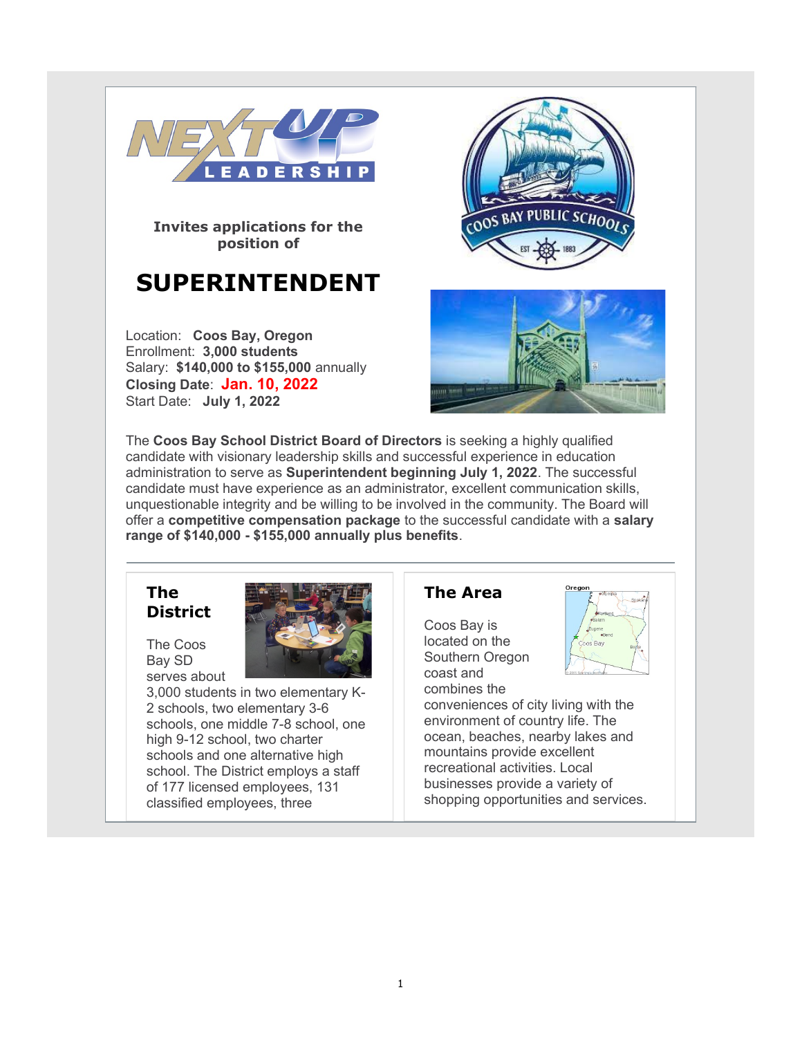Invites applications for the position of

# SUPERINTENDENT

Location: **Coos Bay, Oregon**
Enrollment: **3,000 students**
Salary: **$140,000 to $155,000** annually
**Closing Date**: **Jan. 10, 2022**
Start Date: **July 1, 2022**

The **Coos Bay School District Board of Directors** is seeking a highly qualified candidate with visionary leadership skills and successful experience in education administration to serve as **Superintendent beginning July 1, 2022**. The successful candidate must have experience as an administrator, excellent communication skills, unquestionable integrity and be willing to be involved in the community. The Board will offer a **competitive compensation package** to the successful candidate with a **salary range of $140,000 - $155,000 annually plus benefits**.

## The District

The Coos Bay SD serves about 3,000 students in two elementary K-2 schools, two elementary 3-6 schools, one middle 7-8 school, one high 9-12 school, two charter schools and one alternative high school. The District employs a staff of 177 licensed employees, 131 classified employees, three

## The Area

Coos Bay is located on the Southern Oregon coast and combines the conveniences of city living with the environment of country life. The ocean, beaches, nearby lakes and mountains provide excellent recreational activities. Local businesses provide a variety of shopping opportunities and services.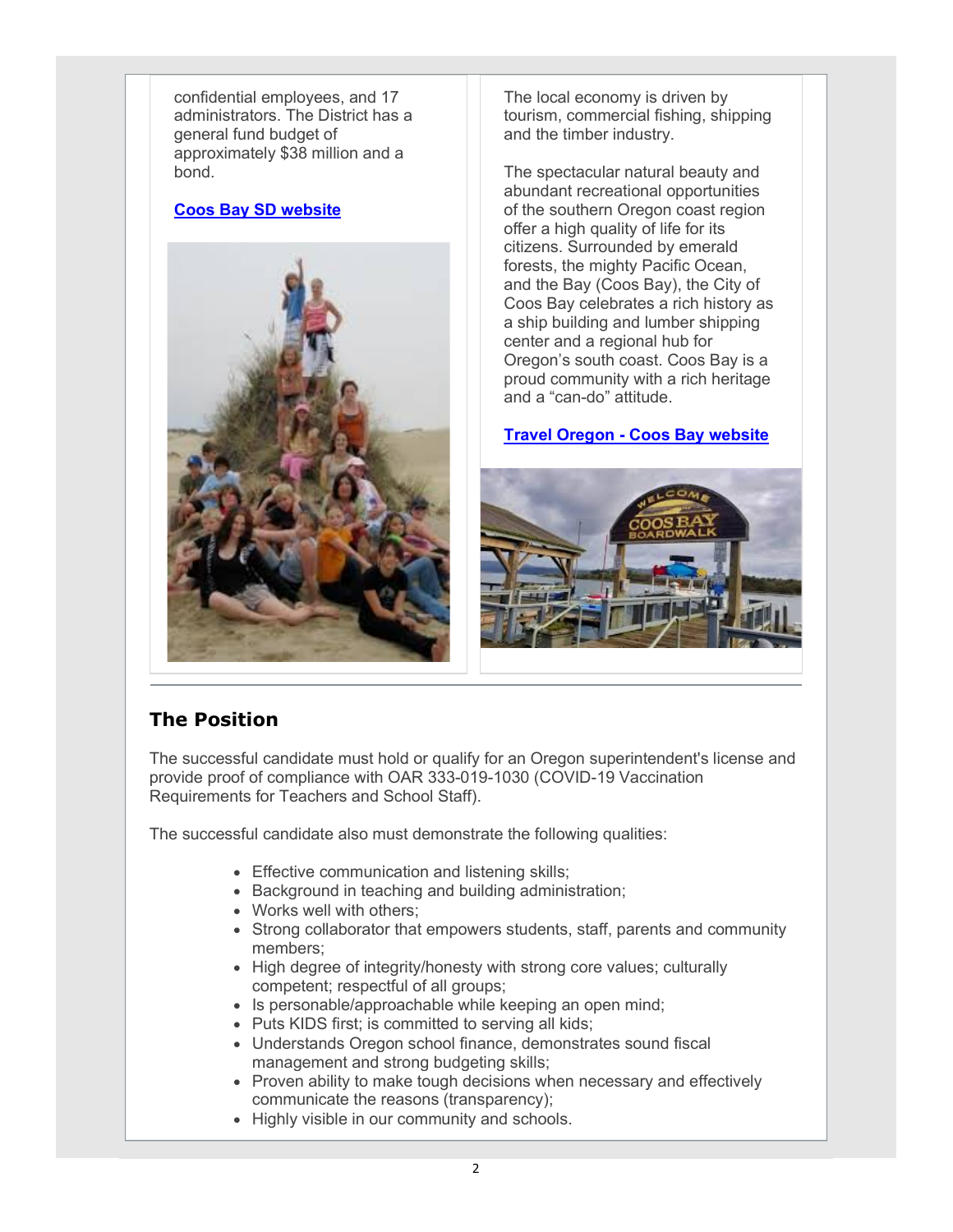confidential employees, and 17 administrators. The District has a general fund budget of approximately $38 million and a bond.

**[Coos Bay SD website]**

The local economy is driven by tourism, commercial fishing, shipping and the timber industry.

The spectacular natural beauty and abundant recreational opportunities of the southern Oregon coast region offer a high quality of life for its citizens. Surrounded by emerald forests, the mighty Pacific Ocean, and the Bay (Coos Bay), the City of Coos Bay celebrates a rich history as a ship building and lumber shipping center and a regional hub for Oregon's south coast. Coos Bay is a proud community with a rich heritage and a "can-do" attitude.

**[Travel Oregon - Coos Bay website]**

## The Position

The successful candidate must hold or qualify for an Oregon superintendent's license and provide proof of compliance with OAR 333-019-1030 (COVID-19 Vaccination Requirements for Teachers and School Staff).

The successful candidate also must demonstrate the following qualities:

- Effective communication and listening skills;
- Background in teaching and building administration;
- Works well with others;
- Strong collaborator that empowers students, staff, parents and community members;
- High degree of integrity/honesty with strong core values; culturally competent; respectful of all groups;
- Is personable/approachable while keeping an open mind;
- Puts KIDS first; is committed to serving all kids;
- Understands Oregon school finance, demonstrates sound fiscal management and strong budgeting skills;
- Proven ability to make tough decisions when necessary and effectively communicate the reasons (transparency);
- Highly visible in our community and schools.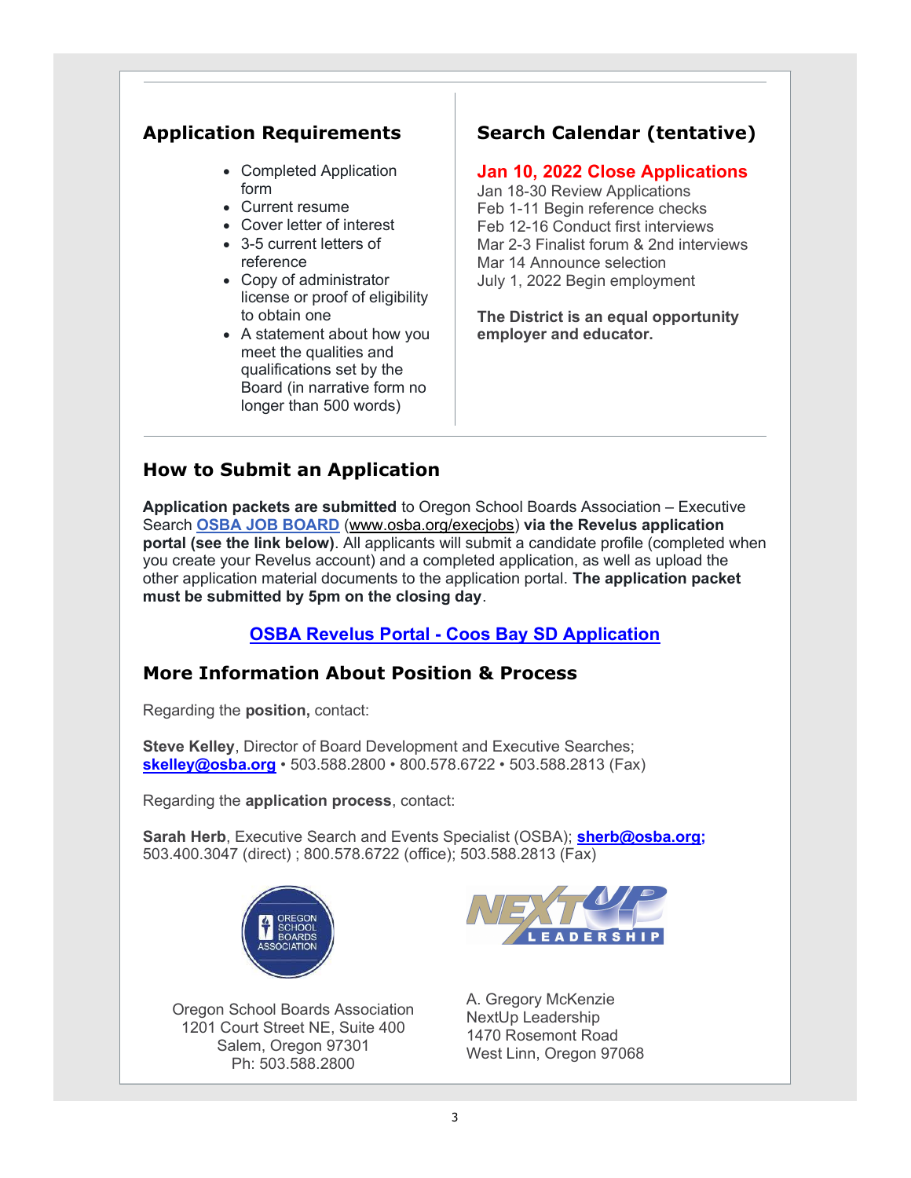## Application Requirements

- Completed Application form
- Current resume
- Cover letter of interest
- 3-5 current letters of reference
- Copy of administrator license or proof of eligibility to obtain one
- A statement about how you meet the qualities and qualifications set by the Board (in narrative form no longer than 500 words)

## Search Calendar (tentative)

**Jan 10, 2022 Close Applications**
Jan 18-30 Review Applications
Feb 1-11 Begin reference checks
Feb 12-16 Conduct first interviews
Mar 2-3 Finalist forum & 2nd interviews
Mar 14 Announce selection
July 1, 2022 Begin employment

**The District is an equal opportunity employer and educator.**

## How to Submit an Application

**Application packets are submitted** to Oregon School Boards Association – Executive Search **OSBA JOB BOARD** (www.osba.org/execjobs) **via the Revelus application portal (see the link below)**. All applicants will submit a candidate profile (completed when you create your Revelus account) and a completed application, as well as upload the other application material documents to the application portal. **The application packet must be submitted by 5pm on the closing day**.

**OSBA Revelus Portal - Coos Bay SD Application**

## More Information About Position & Process

Regarding the **position,** contact:

**Steve Kelley**, Director of Board Development and Executive Searches; **skelley@osba.org** • 503.588.2800 • 800.578.6722 • 503.588.2813 (Fax)

Regarding the **application process**, contact:

**Sarah Herb**, Executive Search and Events Specialist (OSBA); **sherb@osba.org;** 503.400.3047 (direct) ; 800.578.6722 (office); 503.588.2813 (Fax)

Oregon School Boards Association
1201 Court Street NE, Suite 400
Salem, Oregon 97301
Ph: 503.588.2800

A. Gregory McKenzie
NextUp Leadership
1470 Rosemont Road
West Linn, Oregon 97068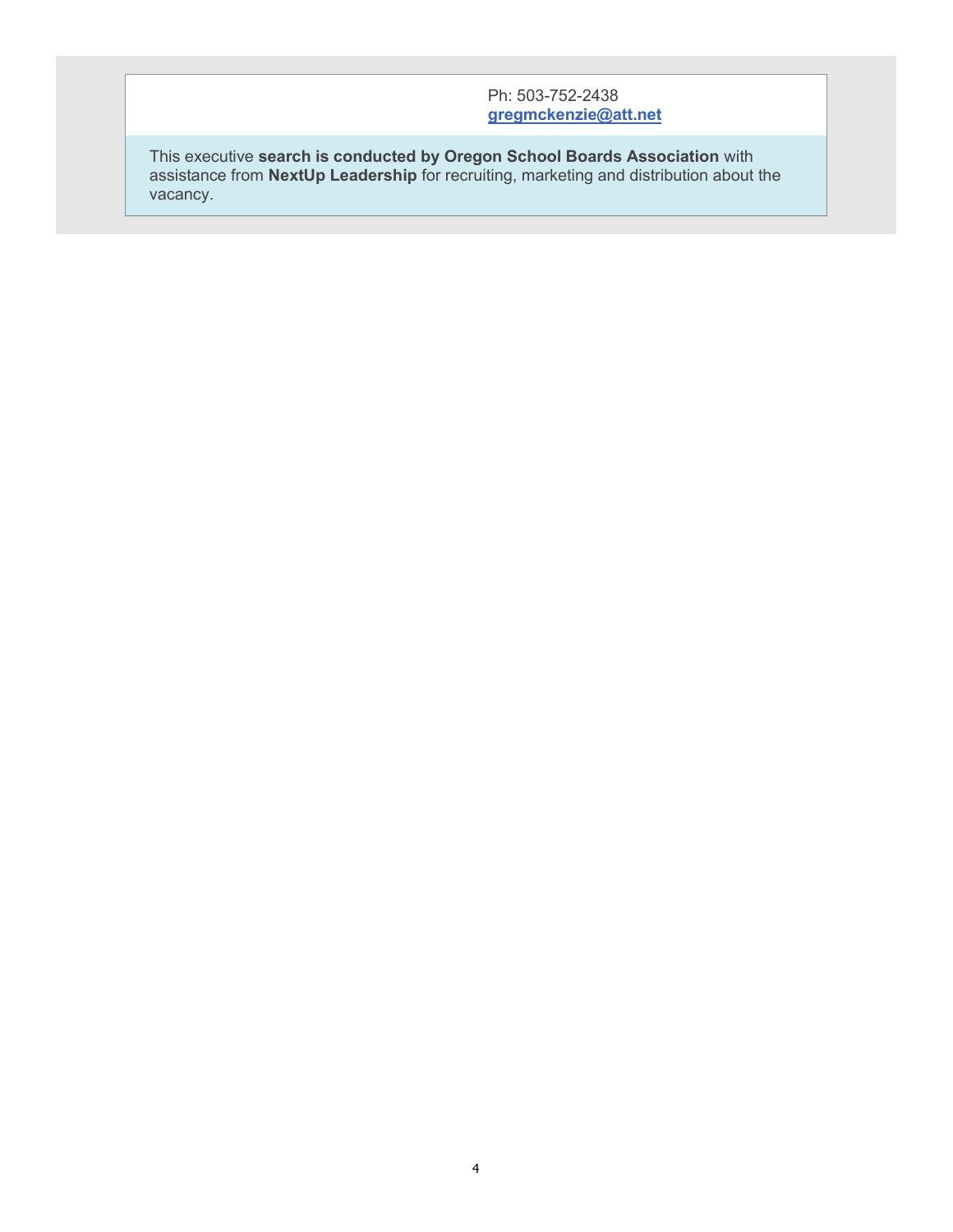Ph: 503-752-2438
**gregmckenzie@att.net**

This executive **search is conducted by Oregon School Boards Association** with assistance from **NextUp Leadership** for recruiting, marketing and distribution about the vacancy.